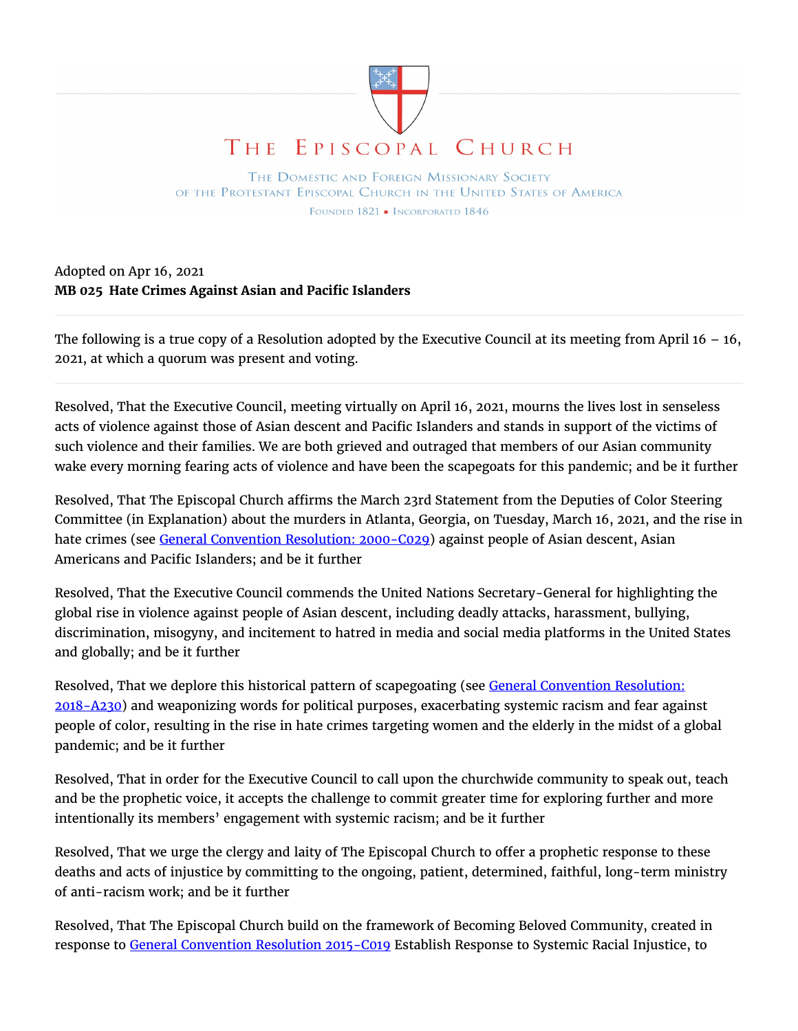# The Episcopal Church

The Domestic and Foreign Missionary Society of the Protestant Episcopal Church in the United States of America

Founded 1821 ▪ Incorporated 1846

Adopted on Apr 16, 2021

**MB 025 Hate Crimes Against Asian and Pacific Islanders**

---

The following is a true copy of a Resolution adopted by the Executive Council at its meeting from April 16 – 16, 2021, at which a quorum was present and voting.

---

Resolved, That the Executive Council, meeting virtually on April 16, 2021, mourns the lives lost in senseless acts of violence against those of Asian descent and Pacific Islanders and stands in support of the victims of such violence and their families. We are both grieved and outraged that members of our Asian community wake every morning fearing acts of violence and have been the scapegoats for this pandemic; and be it further

Resolved, That The Episcopal Church affirms the March 23rd Statement from the Deputies of Color Steering Committee (in Explanation) about the murders in Atlanta, Georgia, on Tuesday, March 16, 2021, and the rise in hate crimes (see [General Convention Resolution: 2000-C029]) against people of Asian descent, Asian Americans and Pacific Islanders; and be it further

Resolved, That the Executive Council commends the United Nations Secretary-General for highlighting the global rise in violence against people of Asian descent, including deadly attacks, harassment, bullying, discrimination, misogyny, and incitement to hatred in media and social media platforms in the United States and globally; and be it further

Resolved, That we deplore this historical pattern of scapegoating (see [General Convention Resolution: 2018-A230]) and weaponizing words for political purposes, exacerbating systemic racism and fear against people of color, resulting in the rise in hate crimes targeting women and the elderly in the midst of a global pandemic; and be it further

Resolved, That in order for the Executive Council to call upon the churchwide community to speak out, teach and be the prophetic voice, it accepts the challenge to commit greater time for exploring further and more intentionally its members' engagement with systemic racism; and be it further

Resolved, That we urge the clergy and laity of The Episcopal Church to offer a prophetic response to these deaths and acts of injustice by committing to the ongoing, patient, determined, faithful, long-term ministry of anti-racism work; and be it further

Resolved, That The Episcopal Church build on the framework of Becoming Beloved Community, created in response to [General Convention Resolution 2015-C019] Establish Response to Systemic Racial Injustice, to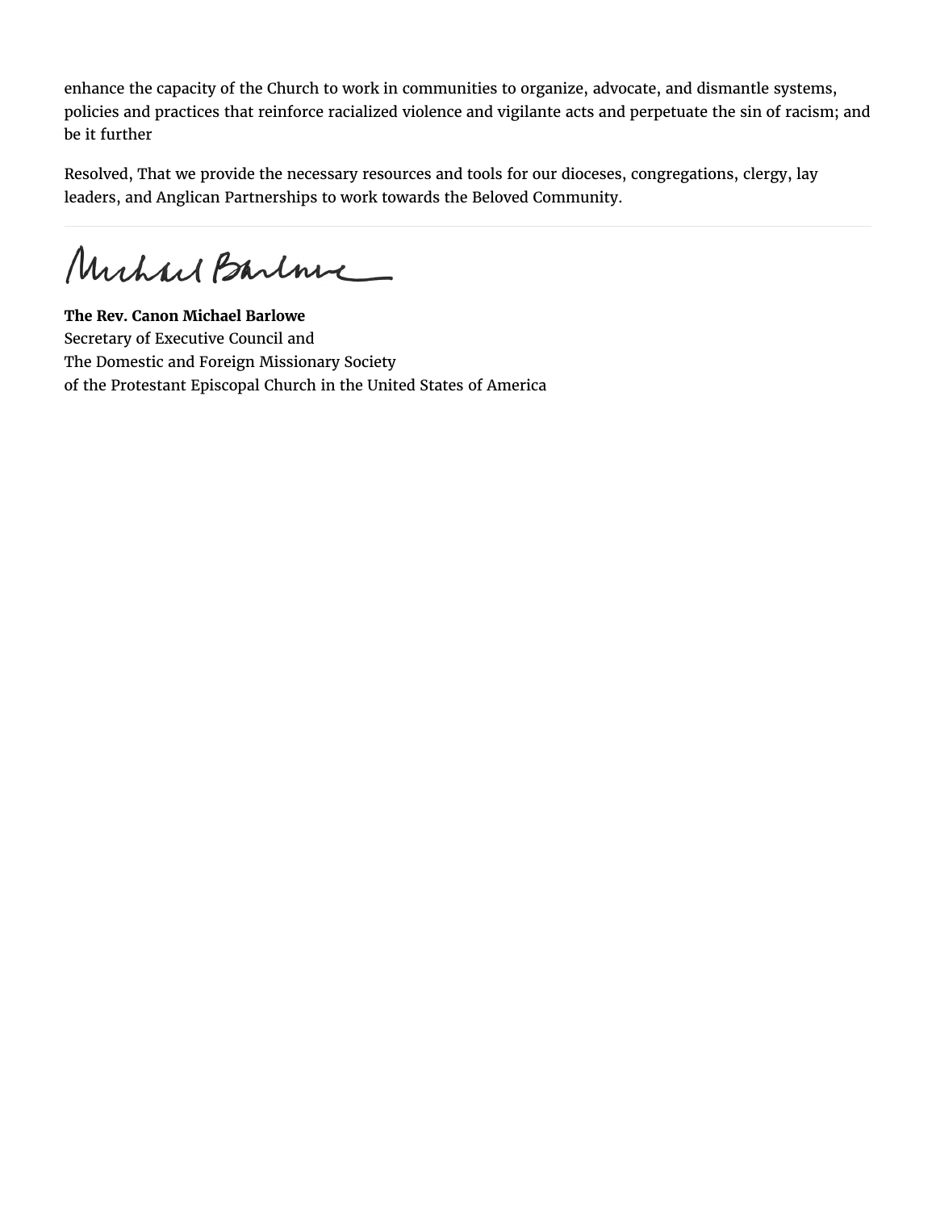enhance the capacity of the Church to work in communities to organize, advocate, and dismantle systems, policies and practices that reinforce racialized violence and vigilante acts and perpetuate the sin of racism; and be it further

Resolved, That we provide the necessary resources and tools for our dioceses, congregations, clergy, lay leaders, and Anglican Partnerships to work towards the Beloved Community.

---

**The Rev. Canon Michael Barlowe**
Secretary of Executive Council and
The Domestic and Foreign Missionary Society
of the Protestant Episcopal Church in the United States of America